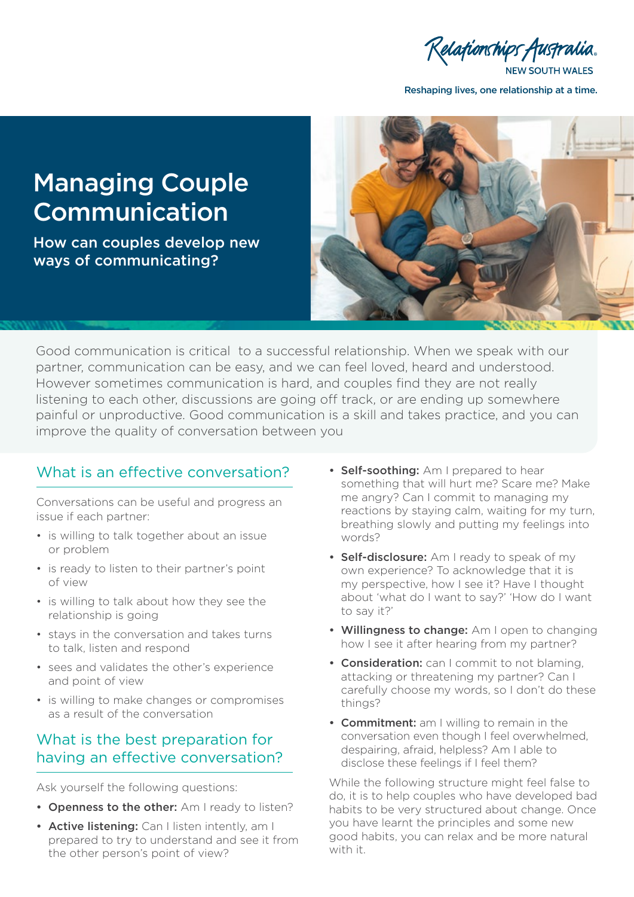Relationships Australia NEW SOUTH WALES

Reshaping lives, one relationship at a time.

# Managing Couple Communication

**How can couples develop new ways of communicating?**

Good communication is critical to a successful relationship. When we speak with our partner, communication can be easy, and we can feel loved, heard and understood. However sometimes communication is hard, and couples find they are not really listening to each other, discussions are going off track, or are ending up somewhere painful or unproductive. Good communication is a skill and takes practice, and you can improve the quality of conversation between you

## What is an effective conversation?

Conversations can be useful and progress an issue if each partner:

- is willing to talk together about an issue or problem
- is ready to listen to their partner's point of view
- is willing to talk about how they see the relationship is going
- stays in the conversation and takes turns to talk, listen and respond
- sees and validates the other's experience and point of view
- is willing to make changes or compromises as a result of the conversation

## What is the best preparation for having an effective conversation?

Ask yourself the following questions:

- **Openness to the other:** Am I ready to listen?
- **Active listening:** Can I listen intently, am I prepared to try to understand and see it from the other person's point of view?
- **Self-soothing:** Am I prepared to hear something that will hurt me? Scare me? Make me angry? Can I commit to managing my reactions by staying calm, waiting for my turn, breathing slowly and putting my feelings into words?
- **Self-disclosure:** Am I ready to speak of my own experience? To acknowledge that it is my perspective, how I see it? Have I thought about 'what do I want to say?' 'How do I want to say it?'
- **Willingness to change:** Am I open to changing how I see it after hearing from my partner?
- **Consideration:** can I commit to not blaming, attacking or threatening my partner? Can I carefully choose my words, so I don't do these things?
- **Commitment:** am I willing to remain in the conversation even though I feel overwhelmed, despairing, afraid, helpless? Am I able to disclose these feelings if I feel them?

While the following structure might feel false to do, it is to help couples who have developed bad habits to be very structured about change. Once you have learnt the principles and some new good habits, you can relax and be more natural with it.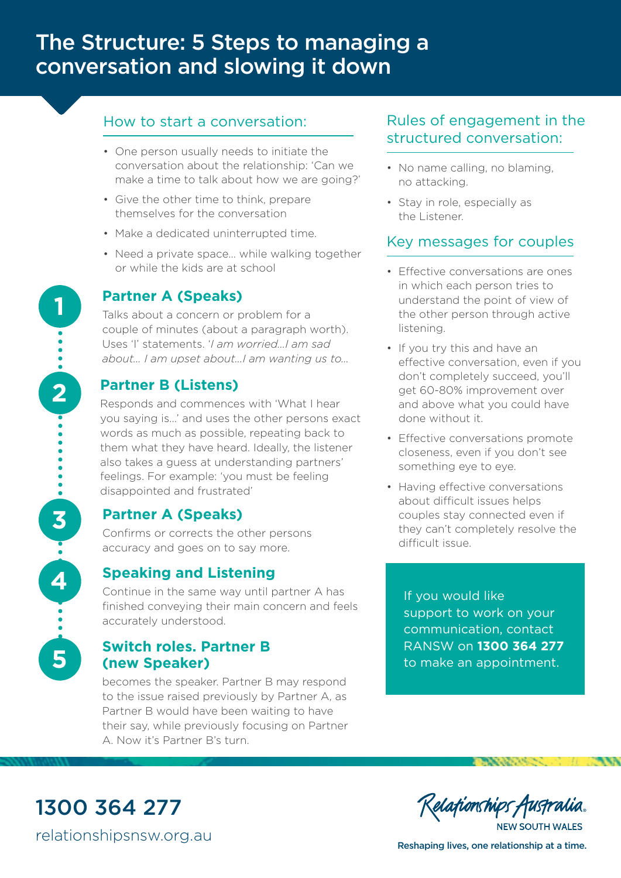# The Structure: 5 Steps to managing a conversation and slowing it down

## How to start a conversation:

- One person usually needs to initiate the conversation about the relationship: 'Can we make a time to talk about how we are going?'
- Give the other time to think, prepare themselves for the conversation
- Make a dedicated uninterrupted time.
- Need a private space… while walking together or while the kids are at school

### 1 Partner A (Speaks)

Talks about a concern or problem for a couple of minutes (about a paragraph worth). Uses 'I' statements. '*I am worried…I am sad about… I am upset about…I am wanting us to…*

### 2 Partner B (Listens)

Responds and commences with 'What I hear you saying is…' and uses the other persons exact words as much as possible, repeating back to them what they have heard. Ideally, the listener also takes a guess at understanding partners' feelings. For example: 'you must be feeling disappointed and frustrated'

### 3 Partner A (Speaks)

Confirms or corrects the other persons accuracy and goes on to say more.

### 4 Speaking and Listening

Continue in the same way until partner A has finished conveying their main concern and feels accurately understood.

### 5 Switch roles. Partner B (new Speaker)

becomes the speaker. Partner B may respond to the issue raised previously by Partner A, as Partner B would have been waiting to have their say, while previously focusing on Partner A. Now it's Partner B's turn.

## Rules of engagement in the structured conversation:

- No name calling, no blaming, no attacking.
- Stay in role, especially as the Listener.

## Key messages for couples

- Effective conversations are ones in which each person tries to understand the point of view of the other person through active listening.
- If you try this and have an effective conversation, even if you don't completely succeed, you'll get 60-80% improvement over and above what you could have done without it.
- Effective conversations promote closeness, even if you don't see something eye to eye.
- Having effective conversations about difficult issues helps couples stay connected even if they can't completely resolve the difficult issue.

If you would like support to work on your communication, contact RANSW on **1300 364 277** to make an appointment.

1300 364 277

relationshipsnsw.org.au

Relationships Australia NEW SOUTH WALES

Reshaping lives, one relationship at a time.